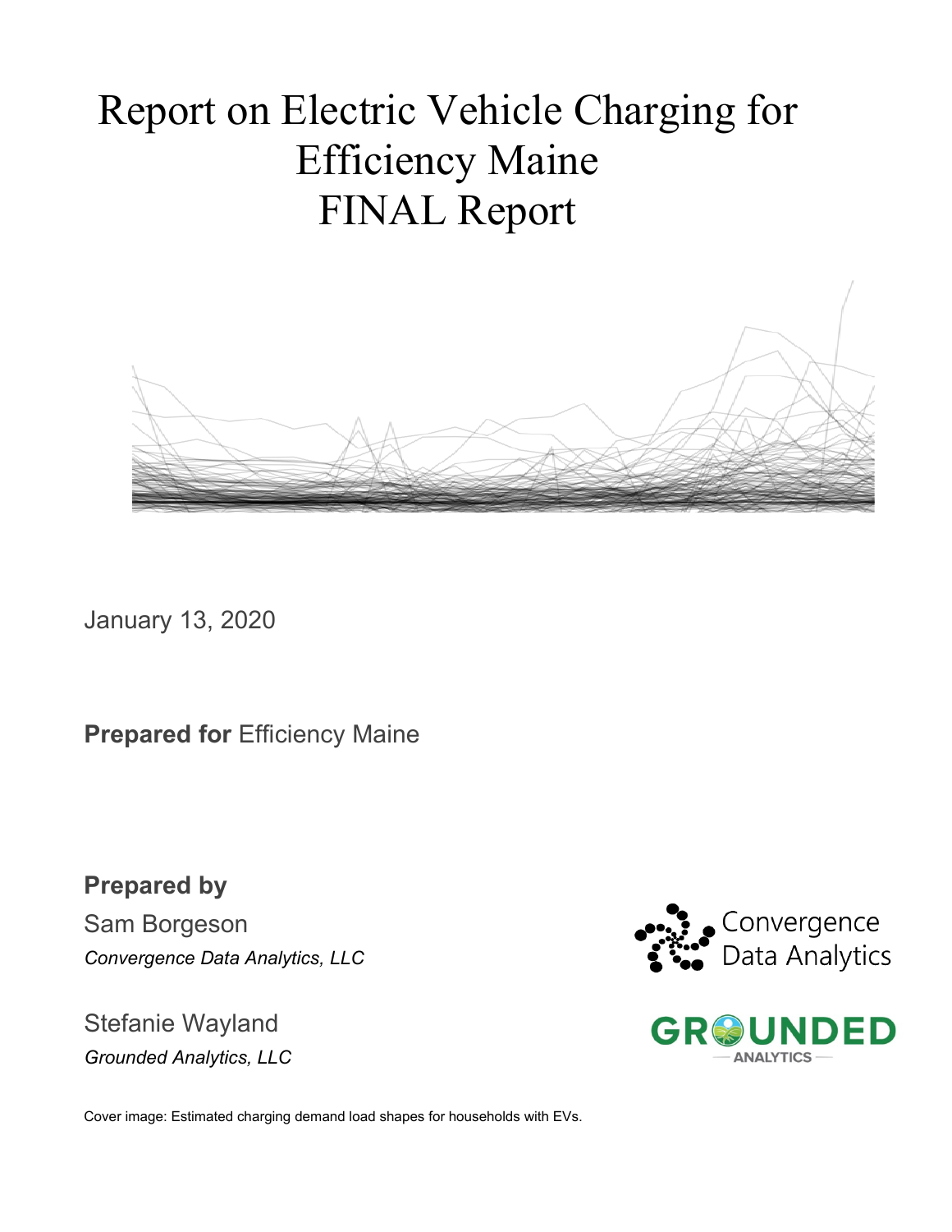# Report on Electric Vehicle Charging for Efficiency Maine
# FINAL Report

January 13, 2020

**Prepared for** Efficiency Maine

**Prepared by**

Sam Borgeson

*Convergence Data Analytics, LLC*

Stefanie Wayland

*Grounded Analytics, LLC*

Cover image: Estimated charging demand load shapes for households with EVs.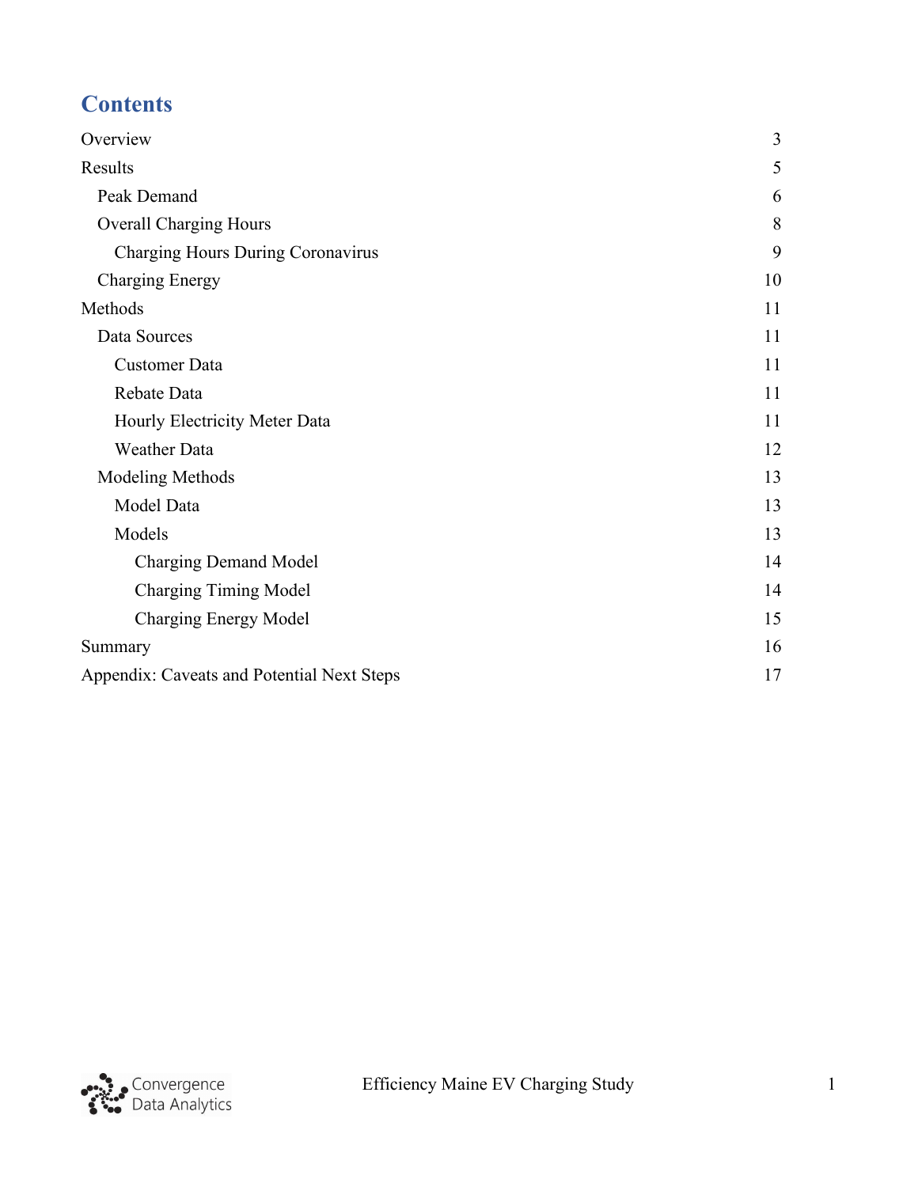# Contents

| | |
|---|---|
| Overview | 3 |
| Results | 5 |
| &nbsp;&nbsp;Peak Demand | 6 |
| &nbsp;&nbsp;Overall Charging Hours | 8 |
| &nbsp;&nbsp;&nbsp;&nbsp;Charging Hours During Coronavirus | 9 |
| &nbsp;&nbsp;Charging Energy | 10 |
| Methods | 11 |
| &nbsp;&nbsp;Data Sources | 11 |
| &nbsp;&nbsp;&nbsp;&nbsp;Customer Data | 11 |
| &nbsp;&nbsp;&nbsp;&nbsp;Rebate Data | 11 |
| &nbsp;&nbsp;&nbsp;&nbsp;Hourly Electricity Meter Data | 11 |
| &nbsp;&nbsp;&nbsp;&nbsp;Weather Data | 12 |
| &nbsp;&nbsp;Modeling Methods | 13 |
| &nbsp;&nbsp;&nbsp;&nbsp;Model Data | 13 |
| &nbsp;&nbsp;&nbsp;&nbsp;Models | 13 |
| &nbsp;&nbsp;&nbsp;&nbsp;&nbsp;&nbsp;Charging Demand Model | 14 |
| &nbsp;&nbsp;&nbsp;&nbsp;&nbsp;&nbsp;Charging Timing Model | 14 |
| &nbsp;&nbsp;&nbsp;&nbsp;&nbsp;&nbsp;Charging Energy Model | 15 |
| Summary | 16 |
| Appendix: Caveats and Potential Next Steps | 17 |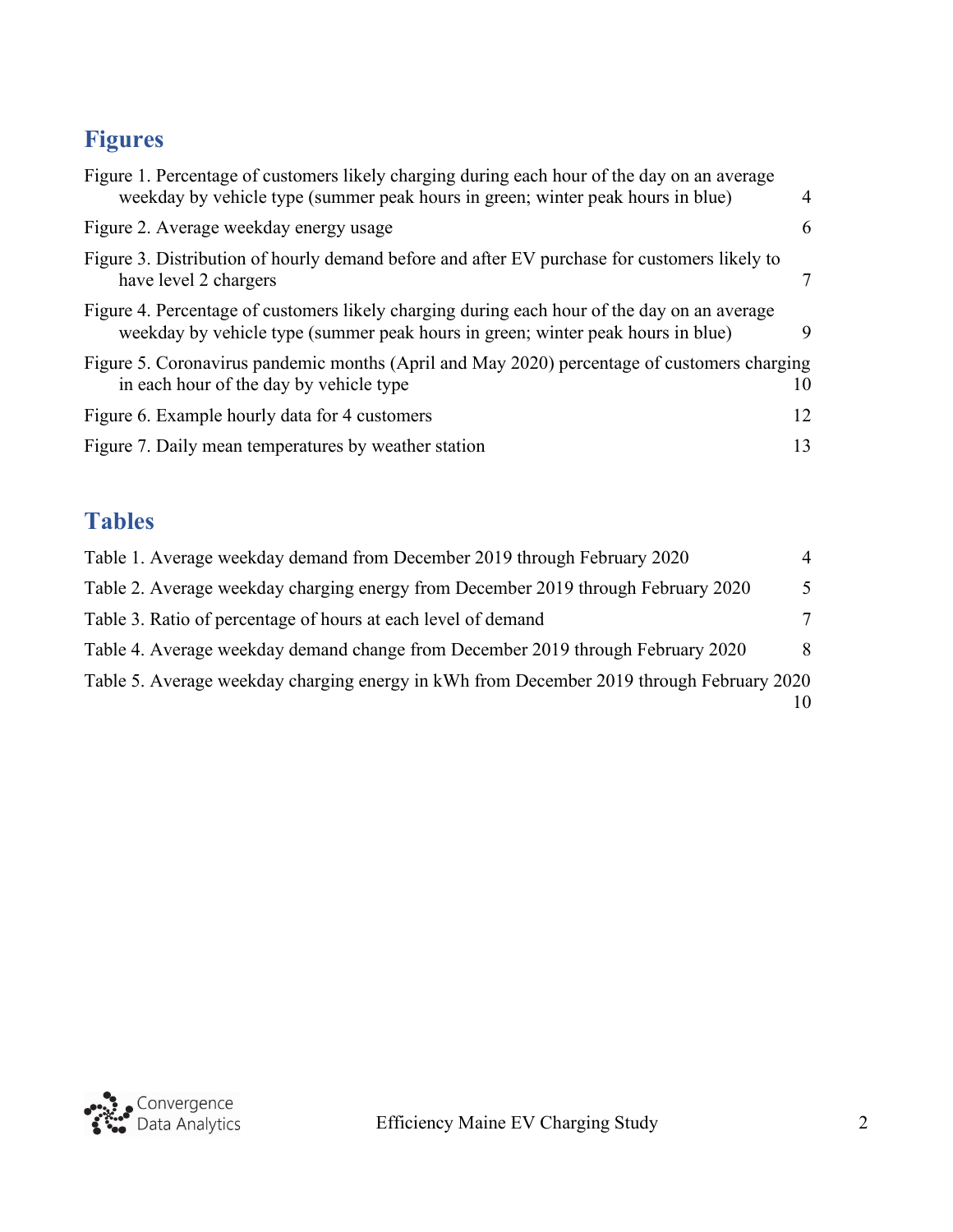## Figures

Figure 1. Percentage of customers likely charging during each hour of the day on an average weekday by vehicle type (summer peak hours in green; winter peak hours in blue) 4

Figure 2. Average weekday energy usage 6

Figure 3. Distribution of hourly demand before and after EV purchase for customers likely to have level 2 chargers 7

Figure 4. Percentage of customers likely charging during each hour of the day on an average weekday by vehicle type (summer peak hours in green; winter peak hours in blue) 9

Figure 5. Coronavirus pandemic months (April and May 2020) percentage of customers charging in each hour of the day by vehicle type 10

Figure 6. Example hourly data for 4 customers 12

Figure 7. Daily mean temperatures by weather station 13

## Tables

Table 1. Average weekday demand from December 2019 through February 2020 4

Table 2. Average weekday charging energy from December 2019 through February 2020 5

Table 3. Ratio of percentage of hours at each level of demand 7

Table 4. Average weekday demand change from December 2019 through February 2020 8

Table 5. Average weekday charging energy in kWh from December 2019 through February 2020 10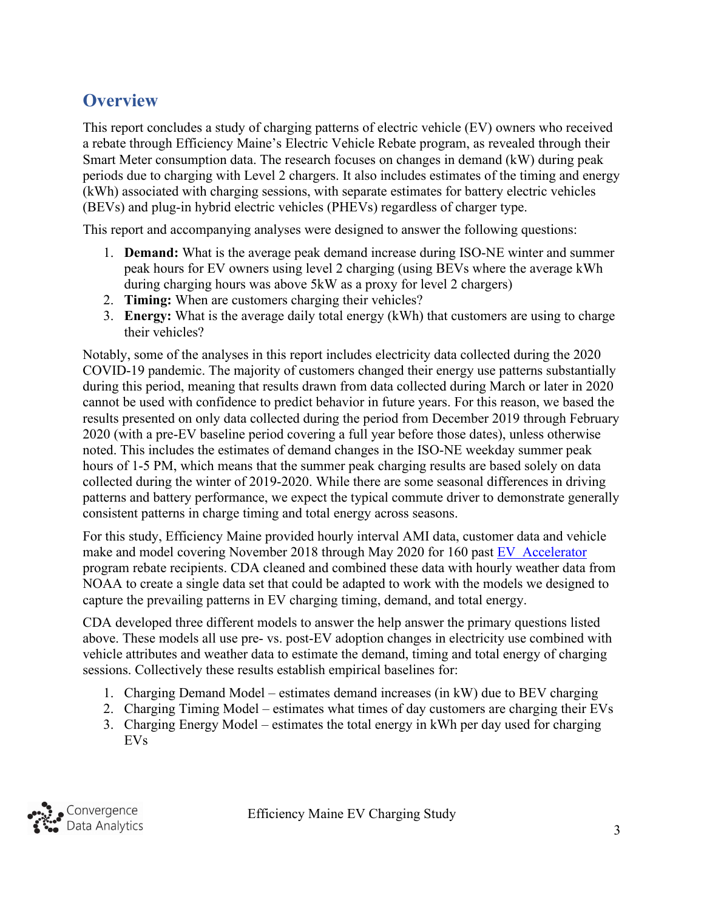## Overview

This report concludes a study of charging patterns of electric vehicle (EV) owners who received a rebate through Efficiency Maine's Electric Vehicle Rebate program, as revealed through their Smart Meter consumption data. The research focuses on changes in demand (kW) during peak periods due to charging with Level 2 chargers. It also includes estimates of the timing and energy (kWh) associated with charging sessions, with separate estimates for battery electric vehicles (BEVs) and plug-in hybrid electric vehicles (PHEVs) regardless of charger type.

This report and accompanying analyses were designed to answer the following questions:

1. **Demand:** What is the average peak demand increase during ISO-NE winter and summer peak hours for EV owners using level 2 charging (using BEVs where the average kWh during charging hours was above 5kW as a proxy for level 2 chargers)
2. **Timing:** When are customers charging their vehicles?
3. **Energy:** What is the average daily total energy (kWh) that customers are using to charge their vehicles?

Notably, some of the analyses in this report includes electricity data collected during the 2020 COVID-19 pandemic. The majority of customers changed their energy use patterns substantially during this period, meaning that results drawn from data collected during March or later in 2020 cannot be used with confidence to predict behavior in future years. For this reason, we based the results presented on only data collected during the period from December 2019 through February 2020 (with a pre-EV baseline period covering a full year before those dates), unless otherwise noted. This includes the estimates of demand changes in the ISO-NE weekday summer peak hours of 1-5 PM, which means that the summer peak charging results are based solely on data collected during the winter of 2019-2020. While there are some seasonal differences in driving patterns and battery performance, we expect the typical commute driver to demonstrate generally consistent patterns in charge timing and total energy across seasons.

For this study, Efficiency Maine provided hourly interval AMI data, customer data and vehicle make and model covering November 2018 through May 2020 for 160 past EV Accelerator program rebate recipients. CDA cleaned and combined these data with hourly weather data from NOAA to create a single data set that could be adapted to work with the models we designed to capture the prevailing patterns in EV charging timing, demand, and total energy.

CDA developed three different models to answer the help answer the primary questions listed above. These models all use pre- vs. post-EV adoption changes in electricity use combined with vehicle attributes and weather data to estimate the demand, timing and total energy of charging sessions. Collectively these results establish empirical baselines for:

1. Charging Demand Model – estimates demand increases (in kW) due to BEV charging
2. Charging Timing Model – estimates what times of day customers are charging their EVs
3. Charging Energy Model – estimates the total energy in kWh per day used for charging EVs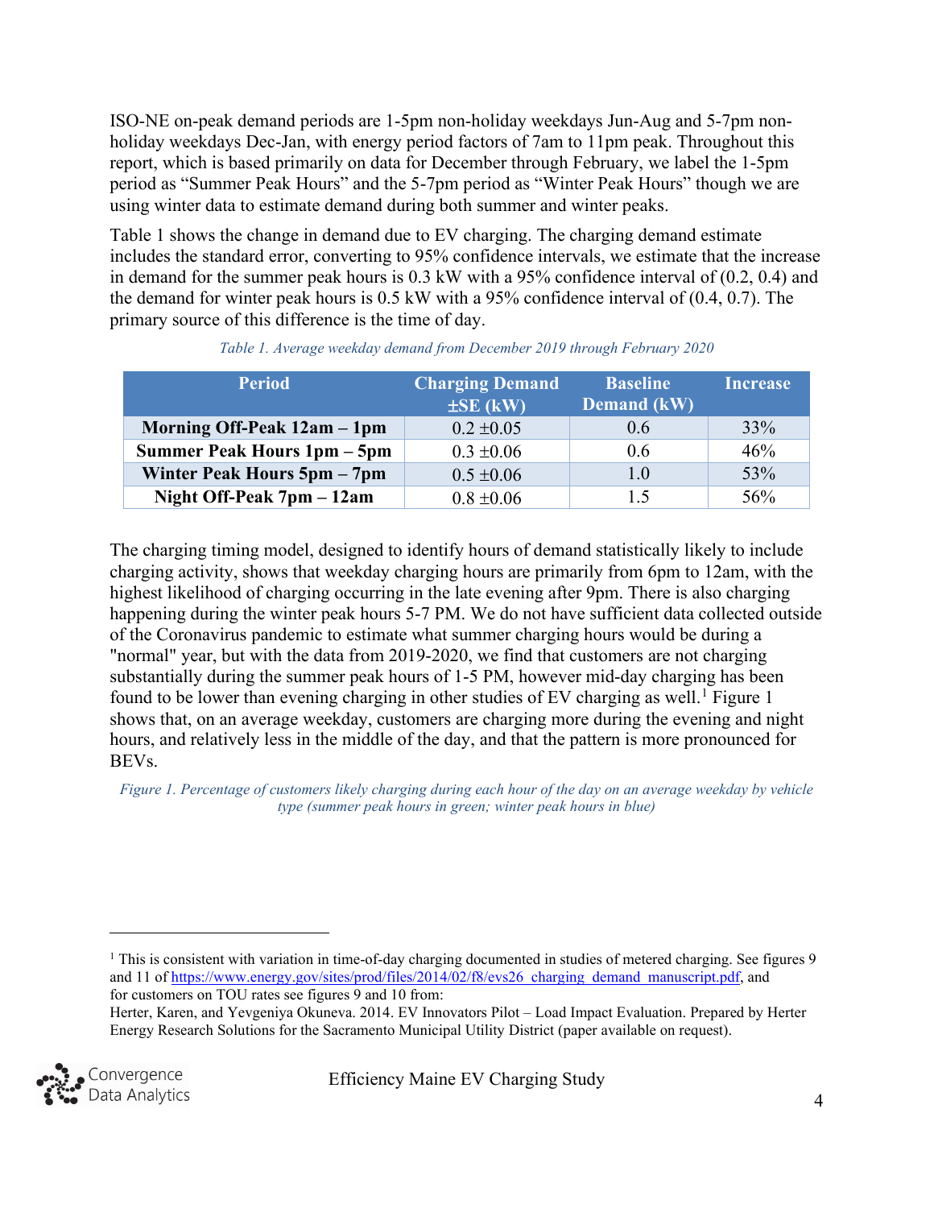ISO-NE on-peak demand periods are 1-5pm non-holiday weekdays Jun-Aug and 5-7pm non-holiday weekdays Dec-Jan, with energy period factors of 7am to 11pm peak. Throughout this report, which is based primarily on data for December through February, we label the 1-5pm period as "Summer Peak Hours" and the 5-7pm period as "Winter Peak Hours" though we are using winter data to estimate demand during both summer and winter peaks.

Table 1 shows the change in demand due to EV charging. The charging demand estimate includes the standard error, converting to 95% confidence intervals, we estimate that the increase in demand for the summer peak hours is 0.3 kW with a 95% confidence interval of (0.2, 0.4) and the demand for winter peak hours is 0.5 kW with a 95% confidence interval of (0.4, 0.7). The primary source of this difference is the time of day.

*Table 1. Average weekday demand from December 2019 through February 2020*

| Period | Charging Demand ±SE (kW) | Baseline Demand (kW) | Increase |
|---|---|---|---|
| **Morning Off-Peak 12am – 1pm** | 0.2 ±0.05 | 0.6 | 33% |
| **Summer Peak Hours 1pm – 5pm** | 0.3 ±0.06 | 0.6 | 46% |
| **Winter Peak Hours 5pm – 7pm** | 0.5 ±0.06 | 1.0 | 53% |
| **Night Off-Peak 7pm – 12am** | 0.8 ±0.06 | 1.5 | 56% |

The charging timing model, designed to identify hours of demand statistically likely to include charging activity, shows that weekday charging hours are primarily from 6pm to 12am, with the highest likelihood of charging occurring in the late evening after 9pm. There is also charging happening during the winter peak hours 5-7 PM. We do not have sufficient data collected outside of the Coronavirus pandemic to estimate what summer charging hours would be during a "normal" year, but with the data from 2019-2020, we find that customers are not charging substantially during the summer peak hours of 1-5 PM, however mid-day charging has been found to be lower than evening charging in other studies of EV charging as well.[1] Figure 1 shows that, on an average weekday, customers are charging more during the evening and night hours, and relatively less in the middle of the day, and that the pattern is more pronounced for BEVs.

*Figure 1. Percentage of customers likely charging during each hour of the day on an average weekday by vehicle type (summer peak hours in green; winter peak hours in blue)*

[1] This is consistent with variation in time-of-day charging documented in studies of metered charging. See figures 9 and 11 of https://www.energy.gov/sites/prod/files/2014/02/f8/evs26_charging_demand_manuscript.pdf, and for customers on TOU rates see figures 9 and 10 from:
Herter, Karen, and Yevgeniya Okuneva. 2014. EV Innovators Pilot – Load Impact Evaluation. Prepared by Herter Energy Research Solutions for the Sacramento Municipal Utility District (paper available on request).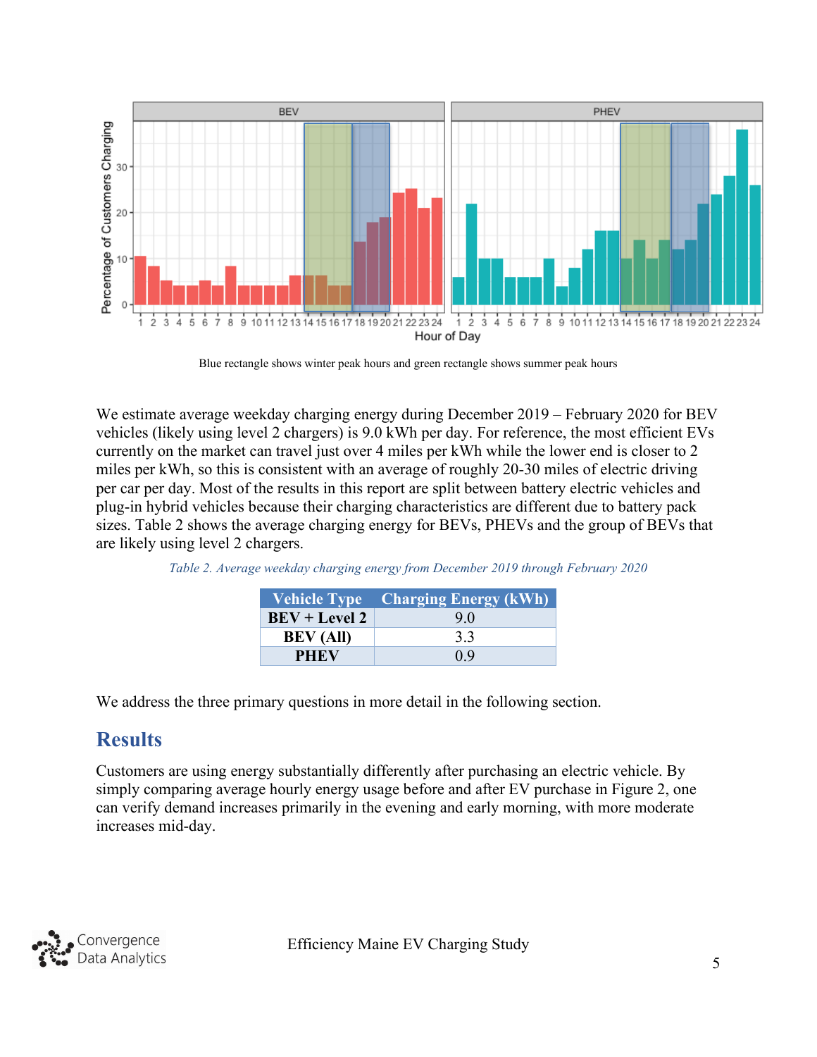Blue rectangle shows winter peak hours and green rectangle shows summer peak hours

We estimate average weekday charging energy during December 2019 – February 2020 for BEV vehicles (likely using level 2 chargers) is 9.0 kWh per day. For reference, the most efficient EVs currently on the market can travel just over 4 miles per kWh while the lower end is closer to 2 miles per kWh, so this is consistent with an average of roughly 20-30 miles of electric driving per car per day. Most of the results in this report are split between battery electric vehicles and plug-in hybrid vehicles because their charging characteristics are different due to battery pack sizes. Table 2 shows the average charging energy for BEVs, PHEVs and the group of BEVs that are likely using level 2 chargers.

*Table 2. Average weekday charging energy from December 2019 through February 2020*

| Vehicle Type | Charging Energy (kWh) |
|---|---|
| **BEV + Level 2** | 9.0 |
| **BEV (All)** | 3.3 |
| **PHEV** | 0.9 |

We address the three primary questions in more detail in the following section.

## Results

Customers are using energy substantially differently after purchasing an electric vehicle. By simply comparing average hourly energy usage before and after EV purchase in Figure 2, one can verify demand increases primarily in the evening and early morning, with more moderate increases mid-day.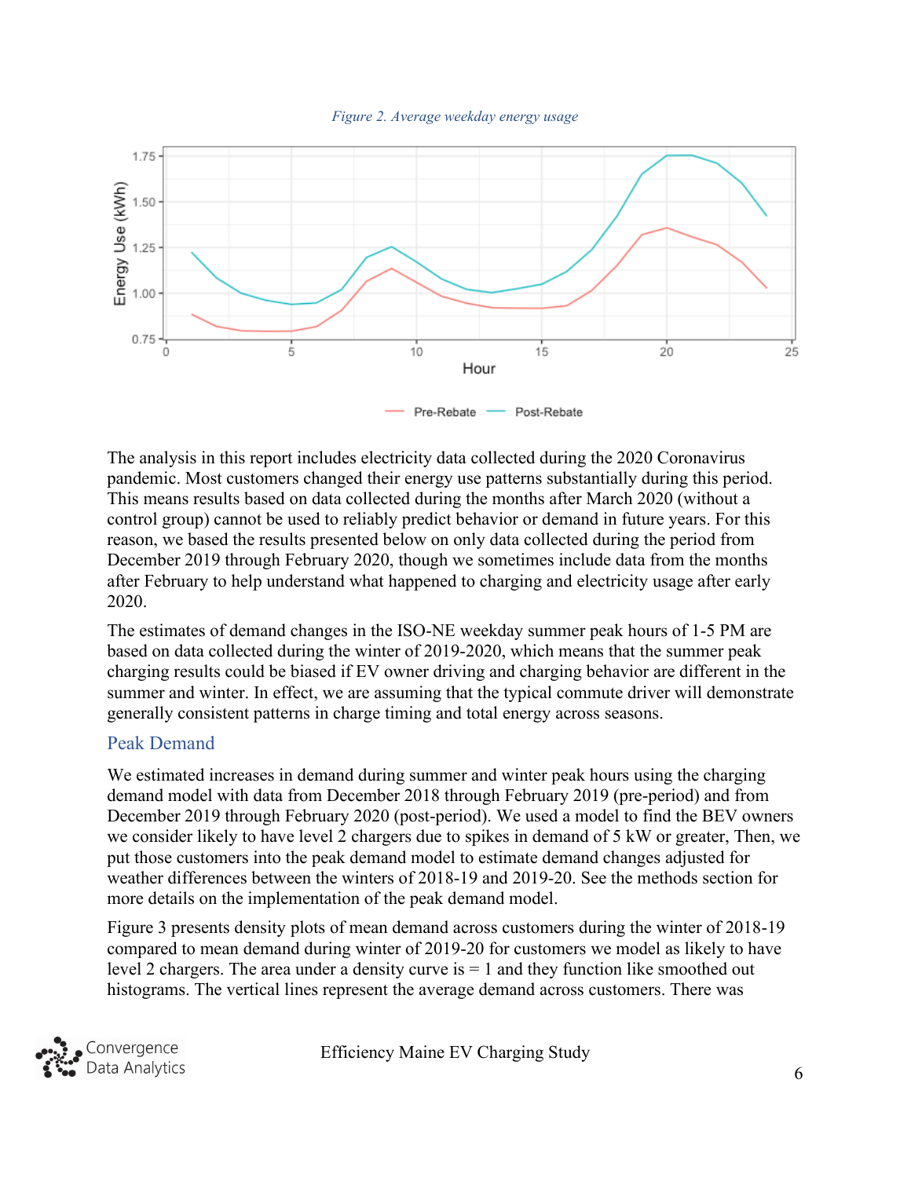*Figure 2. Average weekday energy usage*

The analysis in this report includes electricity data collected during the 2020 Coronavirus pandemic. Most customers changed their energy use patterns substantially during this period. This means results based on data collected during the months after March 2020 (without a control group) cannot be used to reliably predict behavior or demand in future years. For this reason, we based the results presented below on only data collected during the period from December 2019 through February 2020, though we sometimes include data from the months after February to help understand what happened to charging and electricity usage after early 2020.

The estimates of demand changes in the ISO-NE weekday summer peak hours of 1-5 PM are based on data collected during the winter of 2019-2020, which means that the summer peak charging results could be biased if EV owner driving and charging behavior are different in the summer and winter. In effect, we are assuming that the typical commute driver will demonstrate generally consistent patterns in charge timing and total energy across seasons.

## Peak Demand

We estimated increases in demand during summer and winter peak hours using the charging demand model with data from December 2018 through February 2019 (pre-period) and from December 2019 through February 2020 (post-period). We used a model to find the BEV owners we consider likely to have level 2 chargers due to spikes in demand of 5 kW or greater, Then, we put those customers into the peak demand model to estimate demand changes adjusted for weather differences between the winters of 2018-19 and 2019-20. See the methods section for more details on the implementation of the peak demand model.

Figure 3 presents density plots of mean demand across customers during the winter of 2018-19 compared to mean demand during winter of 2019-20 for customers we model as likely to have level 2 chargers. The area under a density curve is = 1 and they function like smoothed out histograms. The vertical lines represent the average demand across customers. There was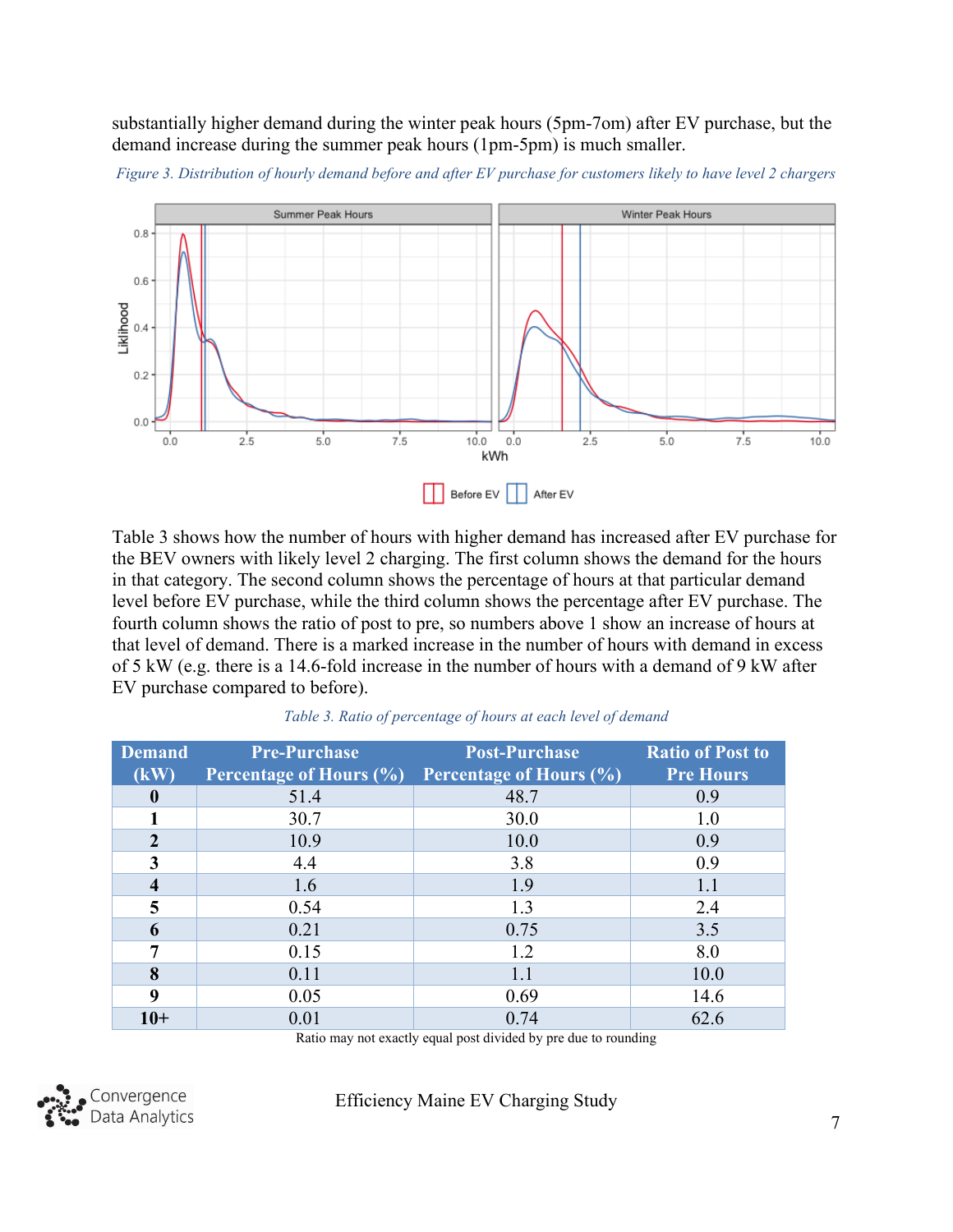substantially higher demand during the winter peak hours (5pm-7om) after EV purchase, but the demand increase during the summer peak hours (1pm-5pm) is much smaller.

*Figure 3. Distribution of hourly demand before and after EV purchase for customers likely to have level 2 chargers*

Table 3 shows how the number of hours with higher demand has increased after EV purchase for the BEV owners with likely level 2 charging. The first column shows the demand for the hours in that category. The second column shows the percentage of hours at that particular demand level before EV purchase, while the third column shows the percentage after EV purchase. The fourth column shows the ratio of post to pre, so numbers above 1 show an increase of hours at that level of demand. There is a marked increase in the number of hours with demand in excess of 5 kW (e.g. there is a 14.6-fold increase in the number of hours with a demand of 9 kW after EV purchase compared to before).

*Table 3. Ratio of percentage of hours at each level of demand*

| Demand (kW) | Pre-Purchase Percentage of Hours (%) | Post-Purchase Percentage of Hours (%) | Ratio of Post to Pre Hours |
|---|---|---|---|
| **0** | 51.4 | 48.7 | 0.9 |
| **1** | 30.7 | 30.0 | 1.0 |
| **2** | 10.9 | 10.0 | 0.9 |
| **3** | 4.4 | 3.8 | 0.9 |
| **4** | 1.6 | 1.9 | 1.1 |
| **5** | 0.54 | 1.3 | 2.4 |
| **6** | 0.21 | 0.75 | 3.5 |
| **7** | 0.15 | 1.2 | 8.0 |
| **8** | 0.11 | 1.1 | 10.0 |
| **9** | 0.05 | 0.69 | 14.6 |
| **10+** | 0.01 | 0.74 | 62.6 |

Ratio may not exactly equal post divided by pre due to rounding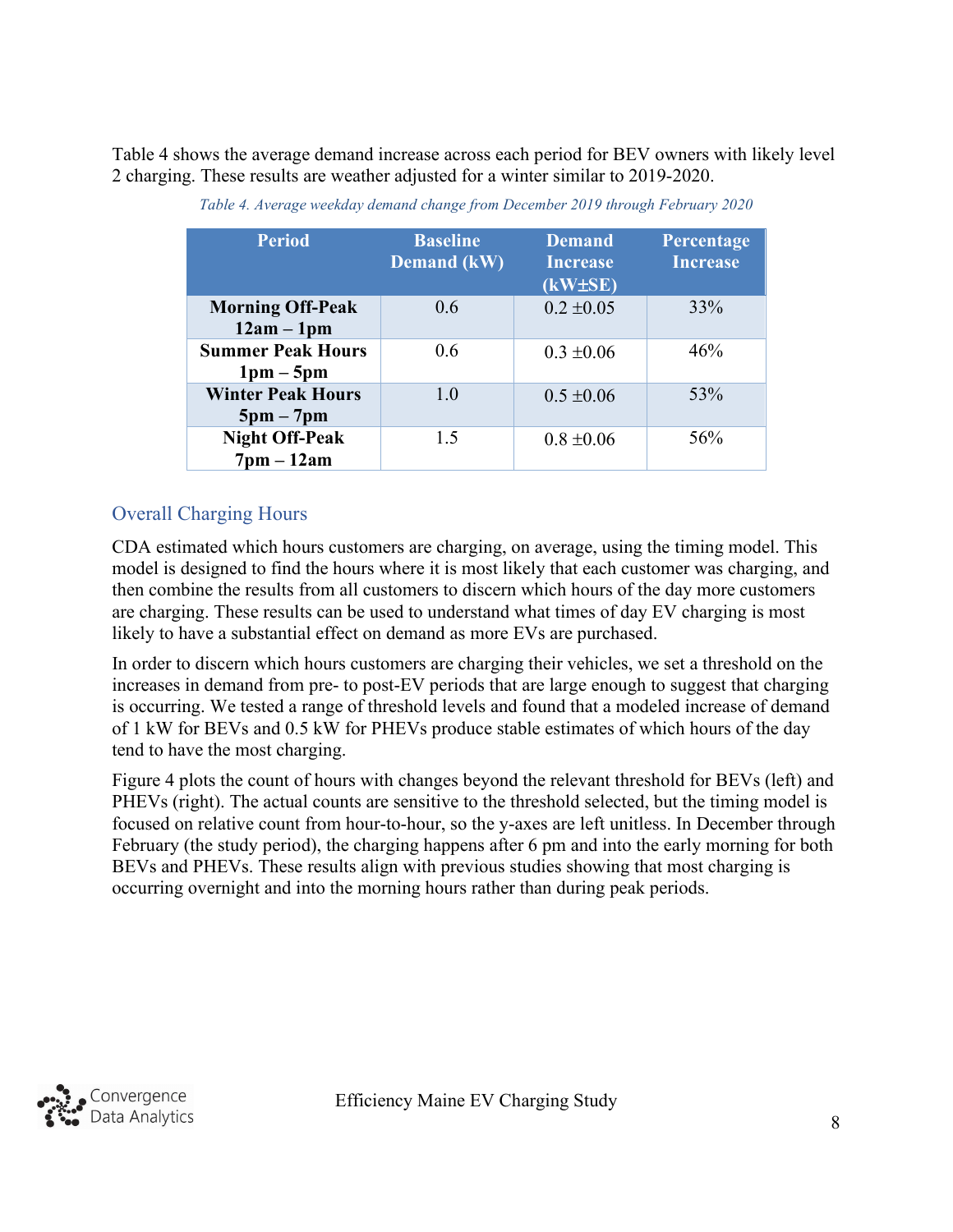Table 4 shows the average demand increase across each period for BEV owners with likely level 2 charging. These results are weather adjusted for a winter similar to 2019-2020.

*Table 4. Average weekday demand change from December 2019 through February 2020*

| Period | Baseline Demand (kW) | Demand Increase (kW±SE) | Percentage Increase |
|---|---|---|---|
| **Morning Off-Peak 12am – 1pm** | 0.6 | 0.2 ±0.05 | 33% |
| **Summer Peak Hours 1pm – 5pm** | 0.6 | 0.3 ±0.06 | 46% |
| **Winter Peak Hours 5pm – 7pm** | 1.0 | 0.5 ±0.06 | 53% |
| **Night Off-Peak 7pm – 12am** | 1.5 | 0.8 ±0.06 | 56% |

## Overall Charging Hours

CDA estimated which hours customers are charging, on average, using the timing model. This model is designed to find the hours where it is most likely that each customer was charging, and then combine the results from all customers to discern which hours of the day more customers are charging. These results can be used to understand what times of day EV charging is most likely to have a substantial effect on demand as more EVs are purchased.

In order to discern which hours customers are charging their vehicles, we set a threshold on the increases in demand from pre- to post-EV periods that are large enough to suggest that charging is occurring. We tested a range of threshold levels and found that a modeled increase of demand of 1 kW for BEVs and 0.5 kW for PHEVs produce stable estimates of which hours of the day tend to have the most charging.

Figure 4 plots the count of hours with changes beyond the relevant threshold for BEVs (left) and PHEVs (right). The actual counts are sensitive to the threshold selected, but the timing model is focused on relative count from hour-to-hour, so the y-axes are left unitless. In December through February (the study period), the charging happens after 6 pm and into the early morning for both BEVs and PHEVs. These results align with previous studies showing that most charging is occurring overnight and into the morning hours rather than during peak periods.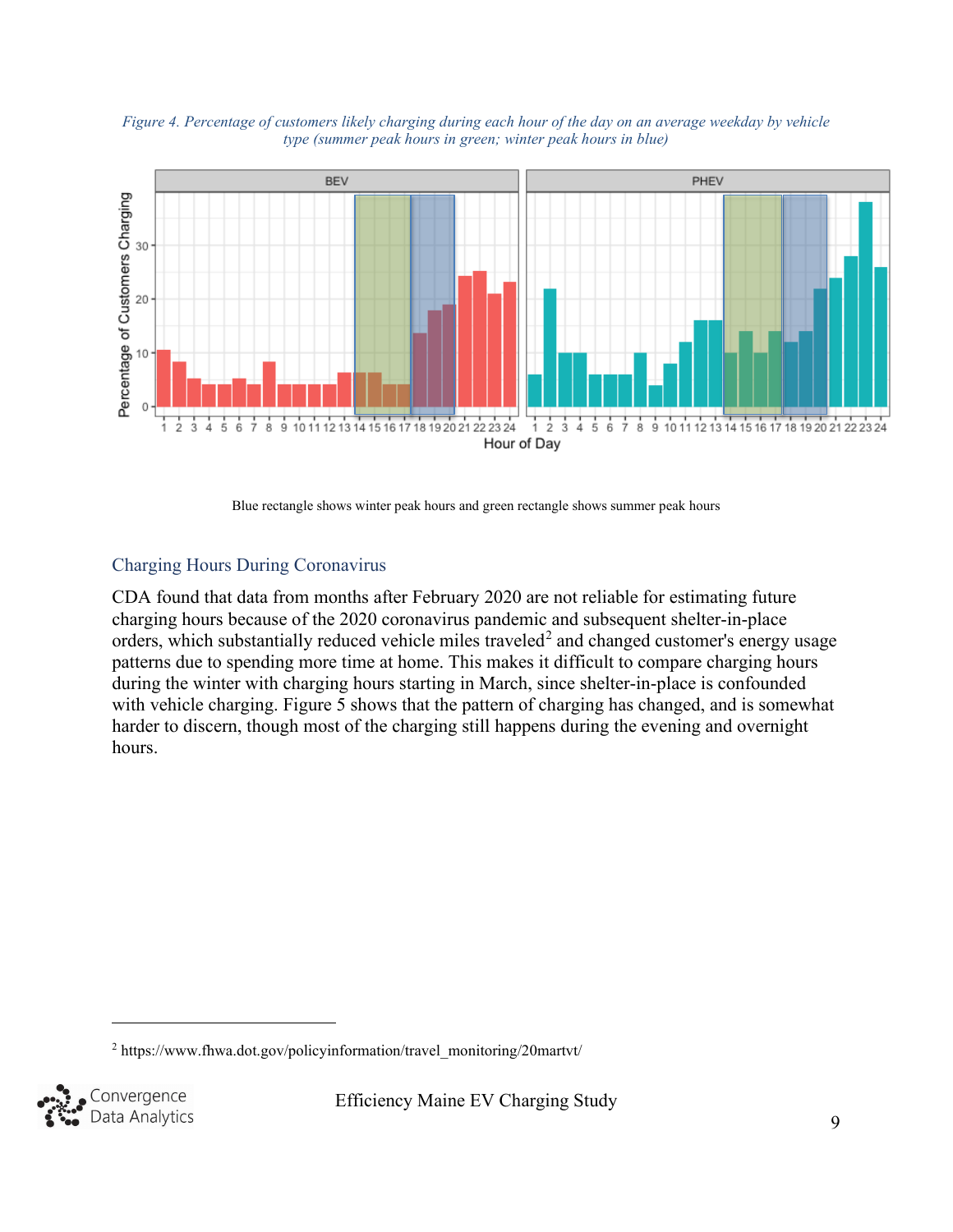*Figure 4. Percentage of customers likely charging during each hour of the day on an average weekday by vehicle type (summer peak hours in green; winter peak hours in blue)*

Blue rectangle shows winter peak hours and green rectangle shows summer peak hours

## Charging Hours During Coronavirus

CDA found that data from months after February 2020 are not reliable for estimating future charging hours because of the 2020 coronavirus pandemic and subsequent shelter-in-place orders, which substantially reduced vehicle miles traveled[2] and changed customer's energy usage patterns due to spending more time at home. This makes it difficult to compare charging hours during the winter with charging hours starting in March, since shelter-in-place is confounded with vehicle charging. Figure 5 shows that the pattern of charging has changed, and is somewhat harder to discern, though most of the charging still happens during the evening and overnight hours.

[2] https://www.fhwa.dot.gov/policyinformation/travel_monitoring/20martvt/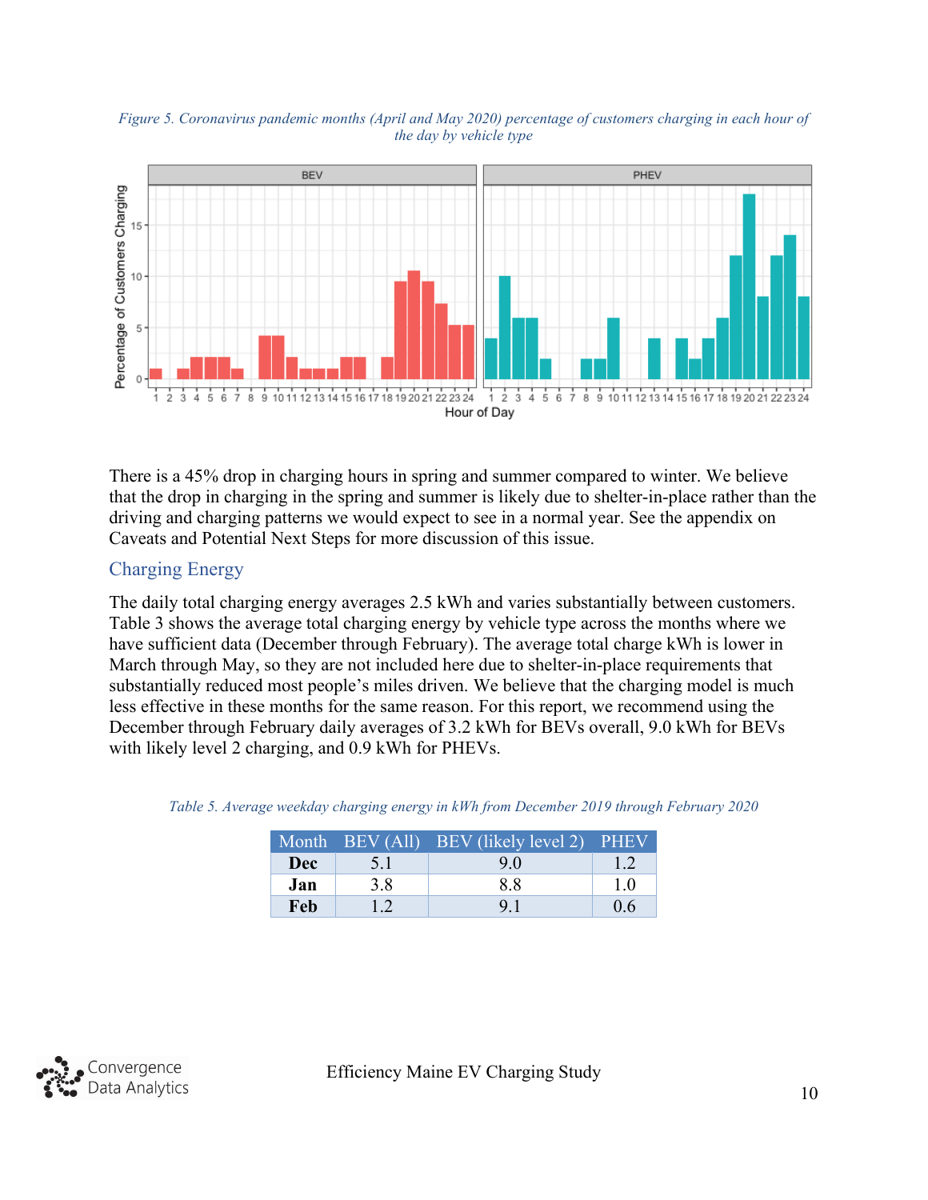*Figure 5. Coronavirus pandemic months (April and May 2020) percentage of customers charging in each hour of the day by vehicle type*

There is a 45% drop in charging hours in spring and summer compared to winter. We believe that the drop in charging in the spring and summer is likely due to shelter-in-place rather than the driving and charging patterns we would expect to see in a normal year. See the appendix on Caveats and Potential Next Steps for more discussion of this issue.

## Charging Energy

The daily total charging energy averages 2.5 kWh and varies substantially between customers. Table 3 shows the average total charging energy by vehicle type across the months where we have sufficient data (December through February). The average total charge kWh is lower in March through May, so they are not included here due to shelter-in-place requirements that substantially reduced most people's miles driven. We believe that the charging model is much less effective in these months for the same reason. For this report, we recommend using the December through February daily averages of 3.2 kWh for BEVs overall, 9.0 kWh for BEVs with likely level 2 charging, and 0.9 kWh for PHEVs.

*Table 5. Average weekday charging energy in kWh from December 2019 through February 2020*

| Month | BEV (All) | BEV (likely level 2) | PHEV |
|---|---|---|---|
| **Dec** | 5.1 | 9.0 | 1.2 |
| **Jan** | 3.8 | 8.8 | 1.0 |
| **Feb** | 1.2 | 9.1 | 0.6 |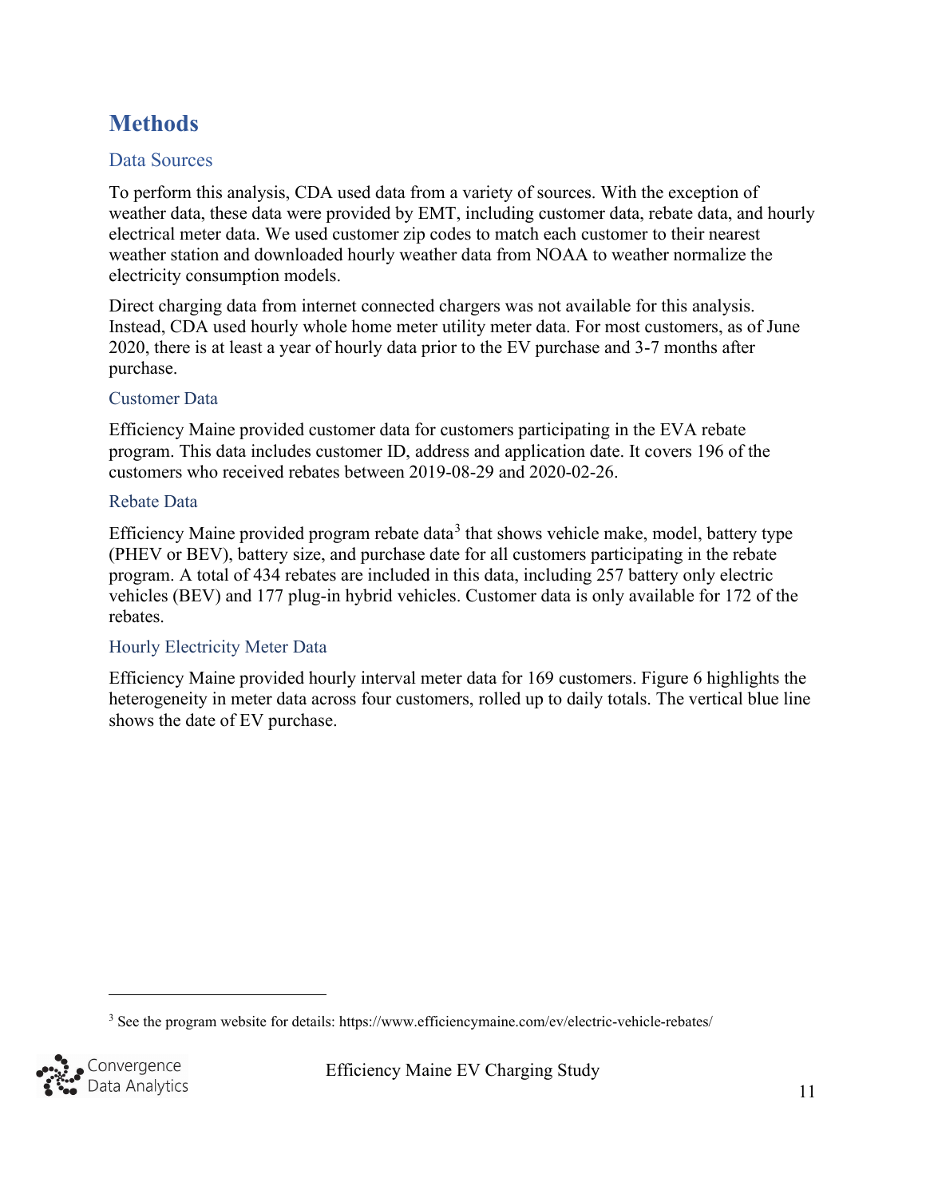# Methods

## Data Sources

To perform this analysis, CDA used data from a variety of sources. With the exception of weather data, these data were provided by EMT, including customer data, rebate data, and hourly electrical meter data. We used customer zip codes to match each customer to their nearest weather station and downloaded hourly weather data from NOAA to weather normalize the electricity consumption models.

Direct charging data from internet connected chargers was not available for this analysis. Instead, CDA used hourly whole home meter utility meter data. For most customers, as of June 2020, there is at least a year of hourly data prior to the EV purchase and 3-7 months after purchase.

### Customer Data

Efficiency Maine provided customer data for customers participating in the EVA rebate program. This data includes customer ID, address and application date. It covers 196 of the customers who received rebates between 2019-08-29 and 2020-02-26.

### Rebate Data

Efficiency Maine provided program rebate data[3] that shows vehicle make, model, battery type (PHEV or BEV), battery size, and purchase date for all customers participating in the rebate program. A total of 434 rebates are included in this data, including 257 battery only electric vehicles (BEV) and 177 plug-in hybrid vehicles. Customer data is only available for 172 of the rebates.

### Hourly Electricity Meter Data

Efficiency Maine provided hourly interval meter data for 169 customers. Figure 6 highlights the heterogeneity in meter data across four customers, rolled up to daily totals. The vertical blue line shows the date of EV purchase.

---

[3] See the program website for details: https://www.efficiencymaine.com/ev/electric-vehicle-rebates/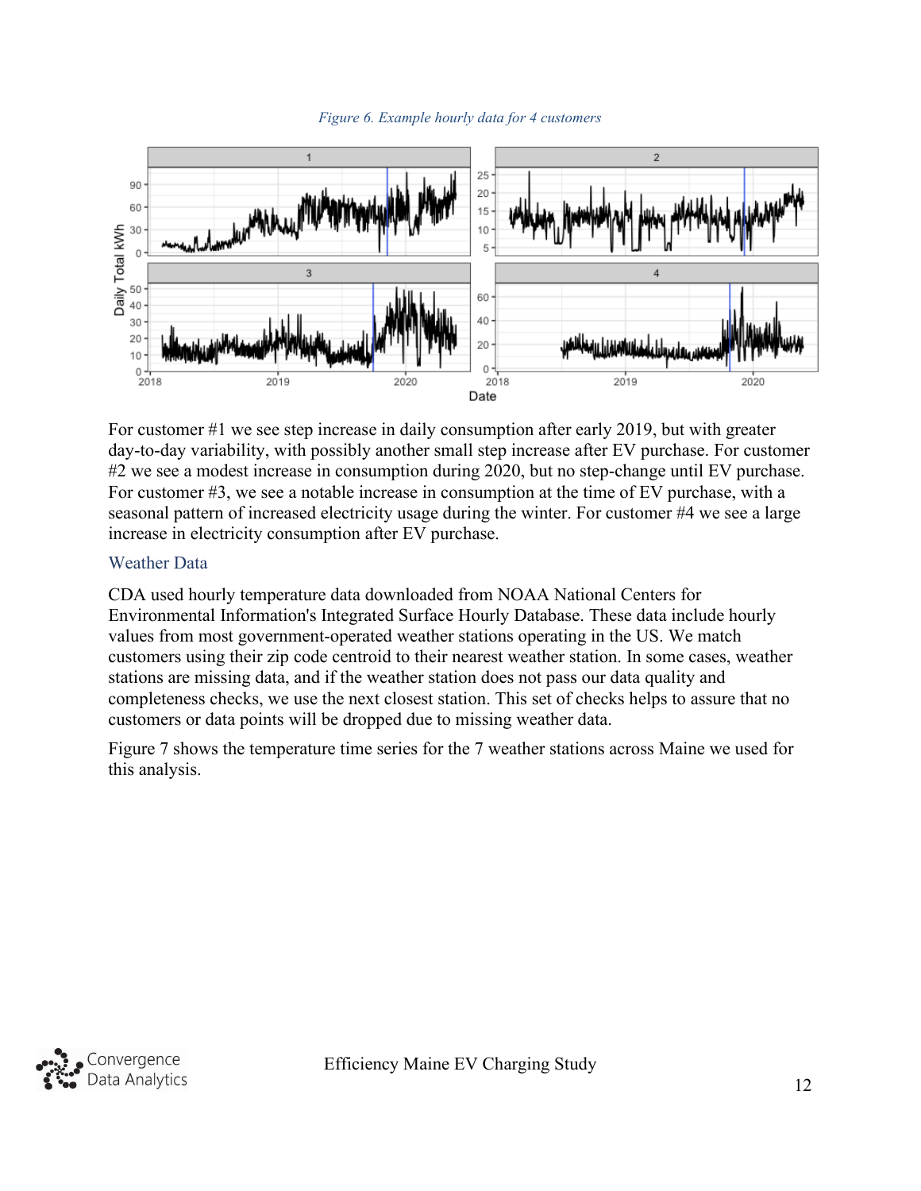*Figure 6. Example hourly data for 4 customers*

For customer #1 we see step increase in daily consumption after early 2019, but with greater day-to-day variability, with possibly another small step increase after EV purchase. For customer #2 we see a modest increase in consumption during 2020, but no step-change until EV purchase. For customer #3, we see a notable increase in consumption at the time of EV purchase, with a seasonal pattern of increased electricity usage during the winter. For customer #4 we see a large increase in electricity consumption after EV purchase.

### Weather Data

CDA used hourly temperature data downloaded from NOAA National Centers for Environmental Information's Integrated Surface Hourly Database. These data include hourly values from most government-operated weather stations operating in the US. We match customers using their zip code centroid to their nearest weather station. In some cases, weather stations are missing data, and if the weather station does not pass our data quality and completeness checks, we use the next closest station. This set of checks helps to assure that no customers or data points will be dropped due to missing weather data.

Figure 7 shows the temperature time series for the 7 weather stations across Maine we used for this analysis.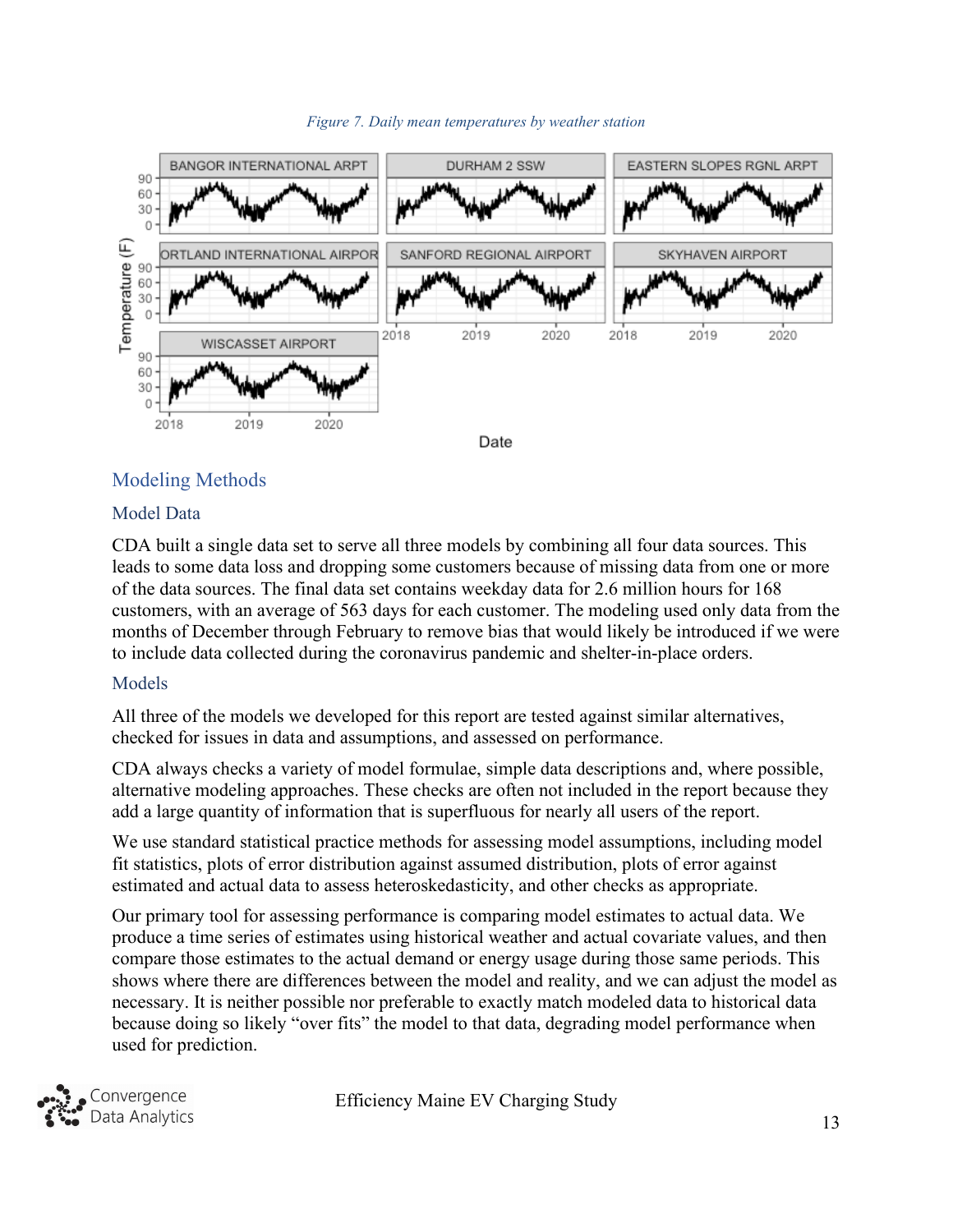*Figure 7. Daily mean temperatures by weather station*

## Modeling Methods

### Model Data

CDA built a single data set to serve all three models by combining all four data sources. This leads to some data loss and dropping some customers because of missing data from one or more of the data sources. The final data set contains weekday data for 2.6 million hours for 168 customers, with an average of 563 days for each customer. The modeling used only data from the months of December through February to remove bias that would likely be introduced if we were to include data collected during the coronavirus pandemic and shelter-in-place orders.

### Models

All three of the models we developed for this report are tested against similar alternatives, checked for issues in data and assumptions, and assessed on performance.

CDA always checks a variety of model formulae, simple data descriptions and, where possible, alternative modeling approaches. These checks are often not included in the report because they add a large quantity of information that is superfluous for nearly all users of the report.

We use standard statistical practice methods for assessing model assumptions, including model fit statistics, plots of error distribution against assumed distribution, plots of error against estimated and actual data to assess heteroskedasticity, and other checks as appropriate.

Our primary tool for assessing performance is comparing model estimates to actual data. We produce a time series of estimates using historical weather and actual covariate values, and then compare those estimates to the actual demand or energy usage during those same periods. This shows where there are differences between the model and reality, and we can adjust the model as necessary. It is neither possible nor preferable to exactly match modeled data to historical data because doing so likely "over fits" the model to that data, degrading model performance when used for prediction.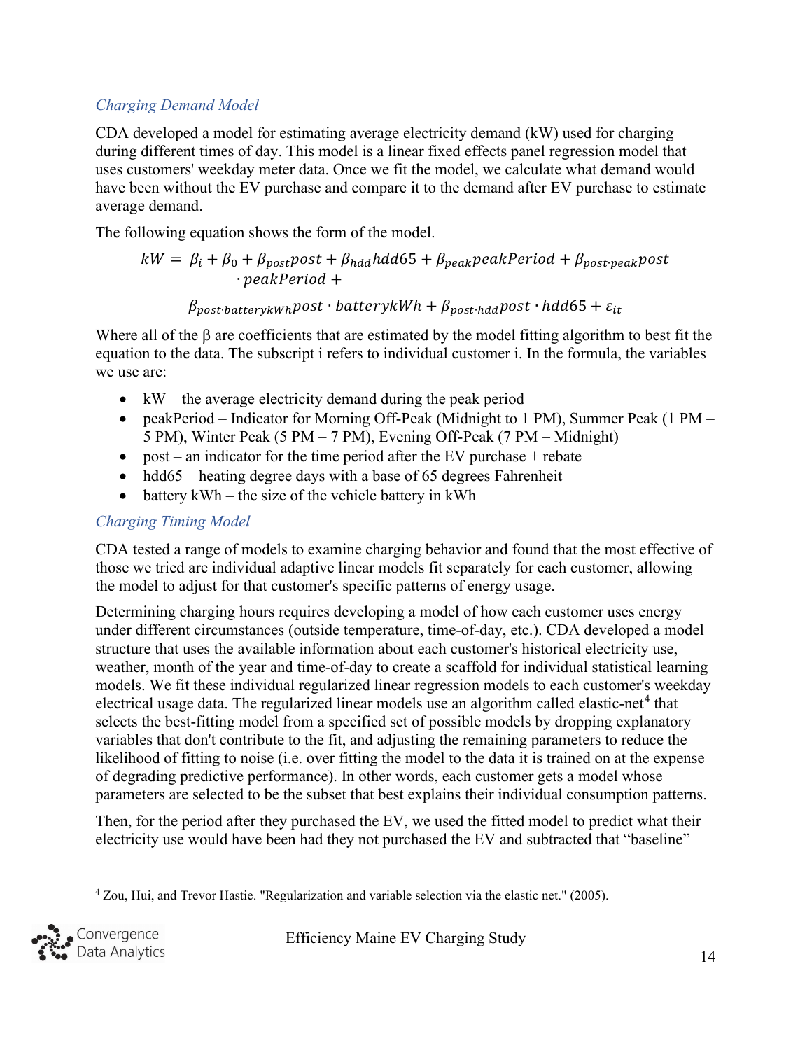### *Charging Demand Model*

CDA developed a model for estimating average electricity demand (kW) used for charging during different times of day. This model is a linear fixed effects panel regression model that uses customers' weekday meter data. Once we fit the model, we calculate what demand would have been without the EV purchase and compare it to the demand after EV purchase to estimate average demand.

The following equation shows the form of the model.

$$kW = \beta_i + \beta_0 + \beta_{post}post + \beta_{hdd}hdd65 + \beta_{peak}peakPeriod + \beta_{post \cdot peak}post \cdot peakPeriod + \beta_{post \cdot batterykWh}post \cdot batterykWh + \beta_{post \cdot hdd}post \cdot hdd65 + \varepsilon_{it}$$

Where all of the β are coefficients that are estimated by the model fitting algorithm to best fit the equation to the data. The subscript i refers to individual customer i. In the formula, the variables we use are:

- kW – the average electricity demand during the peak period
- peakPeriod – Indicator for Morning Off-Peak (Midnight to 1 PM), Summer Peak (1 PM – 5 PM), Winter Peak (5 PM – 7 PM), Evening Off-Peak (7 PM – Midnight)
- post – an indicator for the time period after the EV purchase + rebate
- hdd65 – heating degree days with a base of 65 degrees Fahrenheit
- battery kWh – the size of the vehicle battery in kWh

### *Charging Timing Model*

CDA tested a range of models to examine charging behavior and found that the most effective of those we tried are individual adaptive linear models fit separately for each customer, allowing the model to adjust for that customer's specific patterns of energy usage.

Determining charging hours requires developing a model of how each customer uses energy under different circumstances (outside temperature, time-of-day, etc.). CDA developed a model structure that uses the available information about each customer's historical electricity use, weather, month of the year and time-of-day to create a scaffold for individual statistical learning models. We fit these individual regularized linear regression models to each customer's weekday electrical usage data. The regularized linear models use an algorithm called elastic-net[4] that selects the best-fitting model from a specified set of possible models by dropping explanatory variables that don't contribute to the fit, and adjusting the remaining parameters to reduce the likelihood of fitting to noise (i.e. over fitting the model to the data it is trained on at the expense of degrading predictive performance). In other words, each customer gets a model whose parameters are selected to be the subset that best explains their individual consumption patterns.

Then, for the period after they purchased the EV, we used the fitted model to predict what their electricity use would have been had they not purchased the EV and subtracted that "baseline"

---

[4] Zou, Hui, and Trevor Hastie. "Regularization and variable selection via the elastic net." (2005).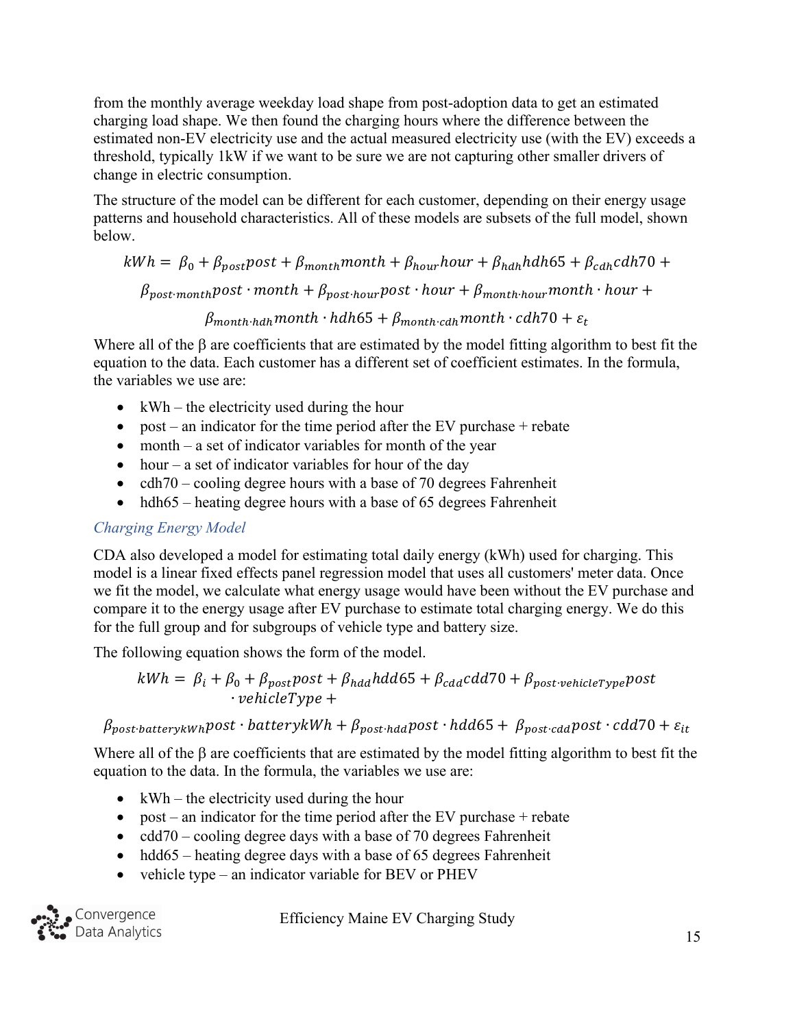from the monthly average weekday load shape from post-adoption data to get an estimated charging load shape. We then found the charging hours where the difference between the estimated non-EV electricity use and the actual measured electricity use (with the EV) exceeds a threshold, typically 1kW if we want to be sure we are not capturing other smaller drivers of change in electric consumption.

The structure of the model can be different for each customer, depending on their energy usage patterns and household characteristics. All of these models are subsets of the full model, shown below.

$$kWh = \beta_0 + \beta_{post} post + \beta_{month} month + \beta_{hour} hour + \beta_{hdh} hdh65 + \beta_{cdh} cdh70 +$$
$$\beta_{post \cdot month} post \cdot month + \beta_{post \cdot hour} post \cdot hour + \beta_{month \cdot hour} month \cdot hour +$$
$$\beta_{month \cdot hdh} month \cdot hdh65 + \beta_{month \cdot cdh} month \cdot cdh70 + \varepsilon_t$$

Where all of the β are coefficients that are estimated by the model fitting algorithm to best fit the equation to the data. Each customer has a different set of coefficient estimates. In the formula, the variables we use are:

- kWh – the electricity used during the hour
- post – an indicator for the time period after the EV purchase + rebate
- month – a set of indicator variables for month of the year
- hour – a set of indicator variables for hour of the day
- cdh70 – cooling degree hours with a base of 70 degrees Fahrenheit
- hdh65 – heating degree hours with a base of 65 degrees Fahrenheit

### *Charging Energy Model*

CDA also developed a model for estimating total daily energy (kWh) used for charging. This model is a linear fixed effects panel regression model that uses all customers' meter data. Once we fit the model, we calculate what energy usage would have been without the EV purchase and compare it to the energy usage after EV purchase to estimate total charging energy. We do this for the full group and for subgroups of vehicle type and battery size.

The following equation shows the form of the model.

$$kWh = \beta_i + \beta_0 + \beta_{post} post + \beta_{hdd} hdd65 + \beta_{cdd} cdd70 + \beta_{post \cdot vehicleType} post \cdot vehicleType +$$
$$\beta_{post \cdot batterykWh} post \cdot batterykWh + \beta_{post \cdot hdd} post \cdot hdd65 + \beta_{post \cdot cdd} post \cdot cdd70 + \varepsilon_{it}$$

Where all of the β are coefficients that are estimated by the model fitting algorithm to best fit the equation to the data. In the formula, the variables we use are:

- kWh – the electricity used during the hour
- post – an indicator for the time period after the EV purchase + rebate
- cdd70 – cooling degree days with a base of 70 degrees Fahrenheit
- hdd65 – heating degree days with a base of 65 degrees Fahrenheit
- vehicle type – an indicator variable for BEV or PHEV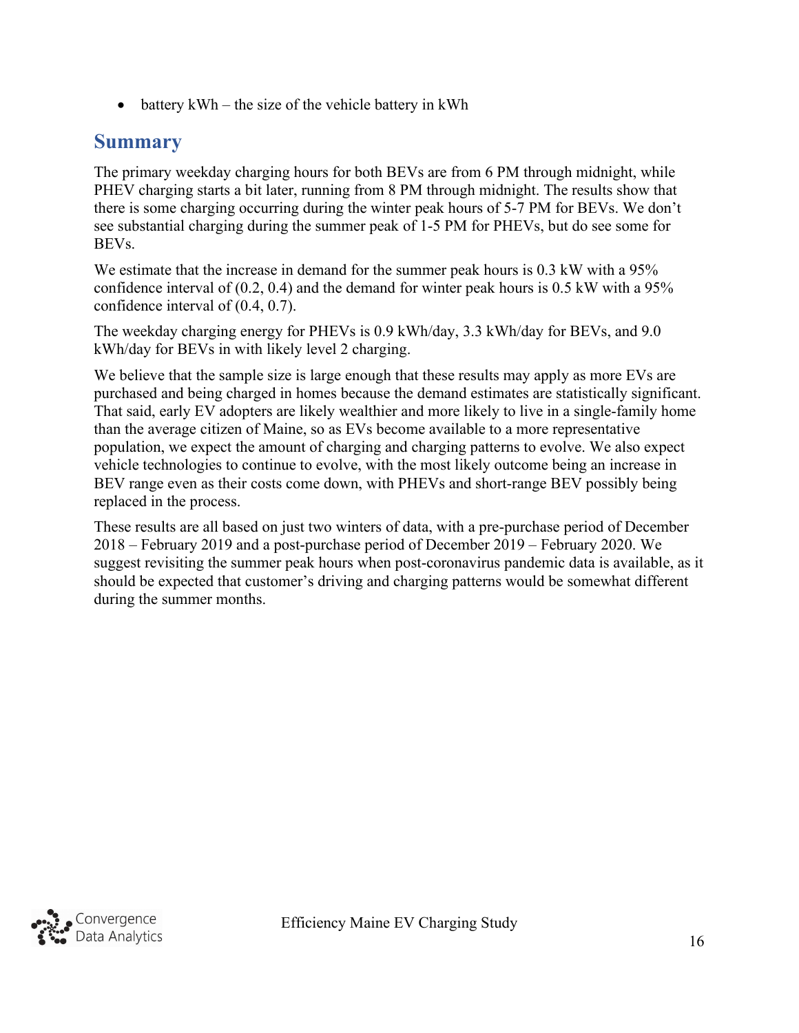- battery kWh – the size of the vehicle battery in kWh

## Summary

The primary weekday charging hours for both BEVs are from 6 PM through midnight, while PHEV charging starts a bit later, running from 8 PM through midnight. The results show that there is some charging occurring during the winter peak hours of 5-7 PM for BEVs. We don't see substantial charging during the summer peak of 1-5 PM for PHEVs, but do see some for BEVs.

We estimate that the increase in demand for the summer peak hours is 0.3 kW with a 95% confidence interval of (0.2, 0.4) and the demand for winter peak hours is 0.5 kW with a 95% confidence interval of (0.4, 0.7).

The weekday charging energy for PHEVs is 0.9 kWh/day, 3.3 kWh/day for BEVs, and 9.0 kWh/day for BEVs in with likely level 2 charging.

We believe that the sample size is large enough that these results may apply as more EVs are purchased and being charged in homes because the demand estimates are statistically significant. That said, early EV adopters are likely wealthier and more likely to live in a single-family home than the average citizen of Maine, so as EVs become available to a more representative population, we expect the amount of charging and charging patterns to evolve. We also expect vehicle technologies to continue to evolve, with the most likely outcome being an increase in BEV range even as their costs come down, with PHEVs and short-range BEV possibly being replaced in the process.

These results are all based on just two winters of data, with a pre-purchase period of December 2018 – February 2019 and a post-purchase period of December 2019 – February 2020. We suggest revisiting the summer peak hours when post-coronavirus pandemic data is available, as it should be expected that customer's driving and charging patterns would be somewhat different during the summer months.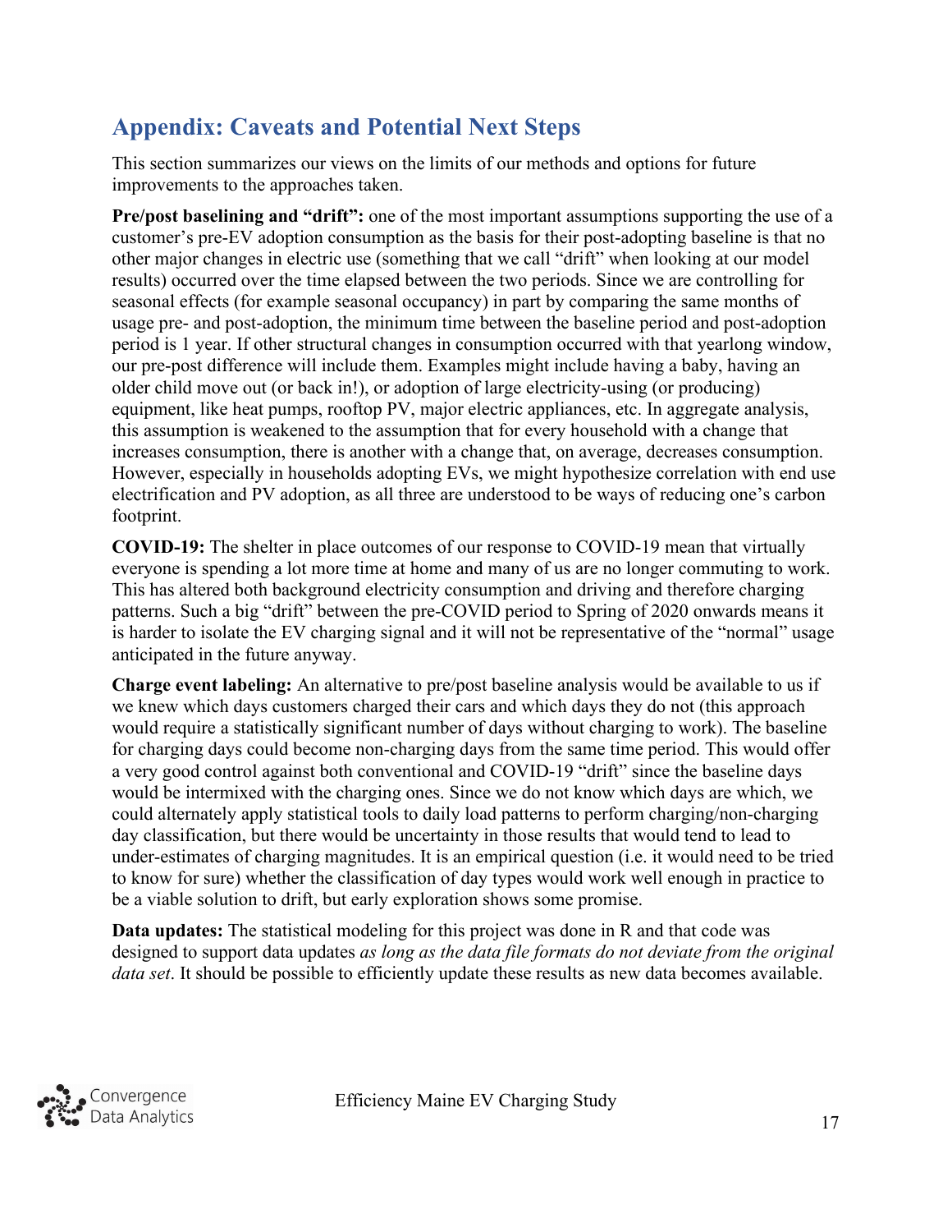## Appendix: Caveats and Potential Next Steps

This section summarizes our views on the limits of our methods and options for future improvements to the approaches taken.

**Pre/post baselining and "drift":** one of the most important assumptions supporting the use of a customer's pre-EV adoption consumption as the basis for their post-adopting baseline is that no other major changes in electric use (something that we call "drift" when looking at our model results) occurred over the time elapsed between the two periods. Since we are controlling for seasonal effects (for example seasonal occupancy) in part by comparing the same months of usage pre- and post-adoption, the minimum time between the baseline period and post-adoption period is 1 year. If other structural changes in consumption occurred with that yearlong window, our pre-post difference will include them. Examples might include having a baby, having an older child move out (or back in!), or adoption of large electricity-using (or producing) equipment, like heat pumps, rooftop PV, major electric appliances, etc. In aggregate analysis, this assumption is weakened to the assumption that for every household with a change that increases consumption, there is another with a change that, on average, decreases consumption. However, especially in households adopting EVs, we might hypothesize correlation with end use electrification and PV adoption, as all three are understood to be ways of reducing one's carbon footprint.

**COVID-19:** The shelter in place outcomes of our response to COVID-19 mean that virtually everyone is spending a lot more time at home and many of us are no longer commuting to work. This has altered both background electricity consumption and driving and therefore charging patterns. Such a big "drift" between the pre-COVID period to Spring of 2020 onwards means it is harder to isolate the EV charging signal and it will not be representative of the "normal" usage anticipated in the future anyway.

**Charge event labeling:** An alternative to pre/post baseline analysis would be available to us if we knew which days customers charged their cars and which days they do not (this approach would require a statistically significant number of days without charging to work). The baseline for charging days could become non-charging days from the same time period. This would offer a very good control against both conventional and COVID-19 "drift" since the baseline days would be intermixed with the charging ones. Since we do not know which days are which, we could alternately apply statistical tools to daily load patterns to perform charging/non-charging day classification, but there would be uncertainty in those results that would tend to lead to under-estimates of charging magnitudes. It is an empirical question (i.e. it would need to be tried to know for sure) whether the classification of day types would work well enough in practice to be a viable solution to drift, but early exploration shows some promise.

**Data updates:** The statistical modeling for this project was done in R and that code was designed to support data updates *as long as the data file formats do not deviate from the original data set*. It should be possible to efficiently update these results as new data becomes available.